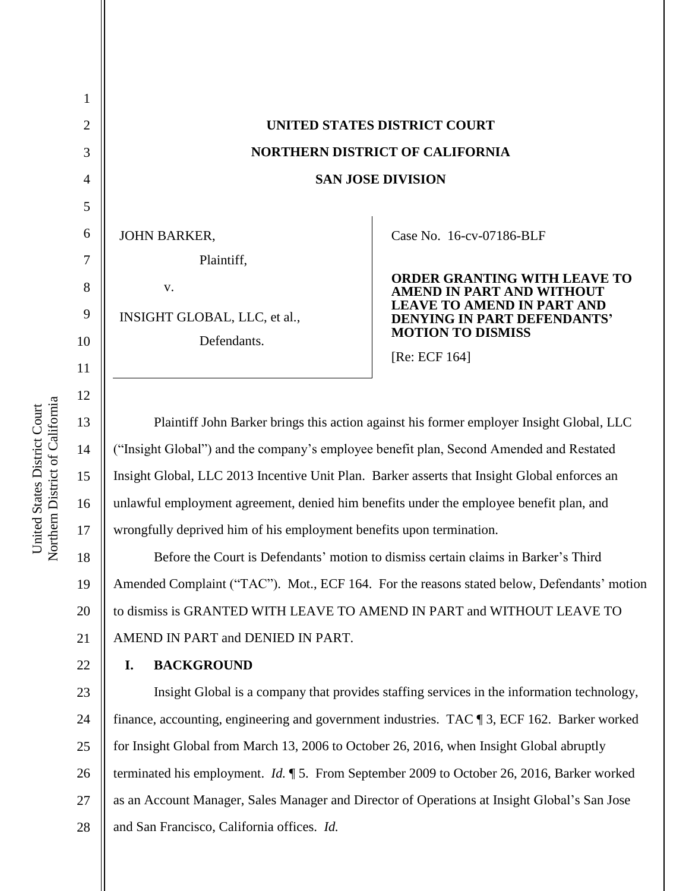UNITED STATES DISTRICT COURT

NORTHERN DISTRICT OF CALIFORNIA

SAN JOSE DIVISION

JOHN BARKER,

Plaintiff,

v.

INSIGHT GLOBAL, LLC, et al.,

Defendants.

Case No. 16-cv-07186-BLF

**ORDER GRANTING WITH LEAVE TO AMEND IN PART AND WITHOUT LEAVE TO AMEND IN PART AND DENYING IN PART DEFENDANTS' MOTION TO DISMISS**

[Re: ECF 164]

Plaintiff John Barker brings this action against his former employer Insight Global, LLC ("Insight Global") and the company's employee benefit plan, Second Amended and Restated Insight Global, LLC 2013 Incentive Unit Plan. Barker asserts that Insight Global enforces an unlawful employment agreement, denied him benefits under the employee benefit plan, and wrongfully deprived him of his employment benefits upon termination.

Before the Court is Defendants' motion to dismiss certain claims in Barker's Third Amended Complaint ("TAC"). Mot., ECF 164. For the reasons stated below, Defendants' motion to dismiss is GRANTED WITH LEAVE TO AMEND IN PART and WITHOUT LEAVE TO AMEND IN PART and DENIED IN PART.

## I. BACKGROUND

Insight Global is a company that provides staffing services in the information technology, finance, accounting, engineering and government industries. TAC ¶ 3, ECF 162. Barker worked for Insight Global from March 13, 2006 to October 26, 2016, when Insight Global abruptly terminated his employment. *Id.* ¶ 5. From September 2009 to October 26, 2016, Barker worked as an Account Manager, Sales Manager and Director of Operations at Insight Global's San Jose and San Francisco, California offices. *Id.*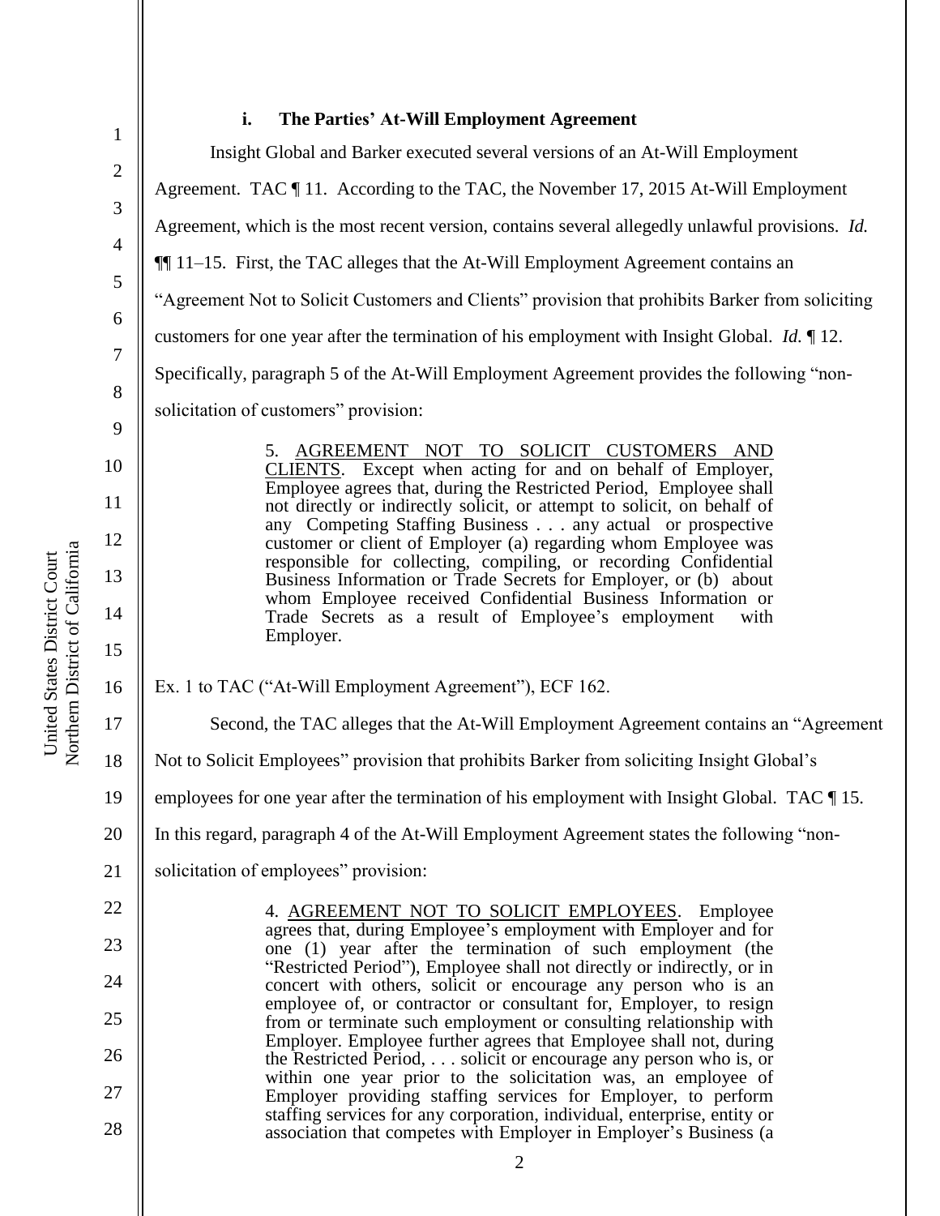### i. The Parties' At-Will Employment Agreement

Insight Global and Barker executed several versions of an At-Will Employment Agreement. TAC ¶ 11. According to the TAC, the November 17, 2015 At-Will Employment Agreement, which is the most recent version, contains several allegedly unlawful provisions. *Id.* ¶¶ 11–15. First, the TAC alleges that the At-Will Employment Agreement contains an "Agreement Not to Solicit Customers and Clients" provision that prohibits Barker from soliciting customers for one year after the termination of his employment with Insight Global. *Id.* ¶ 12. Specifically, paragraph 5 of the At-Will Employment Agreement provides the following "non-solicitation of customers" provision:

> 5. AGREEMENT NOT TO SOLICIT CUSTOMERS AND CLIENTS. Except when acting for and on behalf of Employer, Employee agrees that, during the Restricted Period, Employee shall not directly or indirectly solicit, or attempt to solicit, on behalf of any Competing Staffing Business . . . any actual or prospective customer or client of Employer (a) regarding whom Employee was responsible for collecting, compiling, or recording Confidential Business Information or Trade Secrets for Employer, or (b) about whom Employee received Confidential Business Information or Trade Secrets as a result of Employee's employment with Employer.

Ex. 1 to TAC ("At-Will Employment Agreement"), ECF 162.

Second, the TAC alleges that the At-Will Employment Agreement contains an "Agreement Not to Solicit Employees" provision that prohibits Barker from soliciting Insight Global's employees for one year after the termination of his employment with Insight Global. TAC ¶ 15. In this regard, paragraph 4 of the At-Will Employment Agreement states the following "non-solicitation of employees" provision:

> 4. AGREEMENT NOT TO SOLICIT EMPLOYEES. Employee agrees that, during Employee's employment with Employer and for one (1) year after the termination of such employment (the "Restricted Period"), Employee shall not directly or indirectly, or in concert with others, solicit or encourage any person who is an employee of, or contractor or consultant for, Employer, to resign from or terminate such employment or consulting relationship with Employer. Employee further agrees that Employee shall not, during the Restricted Period, . . . solicit or encourage any person who is, or within one year prior to the solicitation was, an employee of Employer providing staffing services for Employer, to perform staffing services for any corporation, individual, enterprise, entity or association that competes with Employer in Employer's Business (a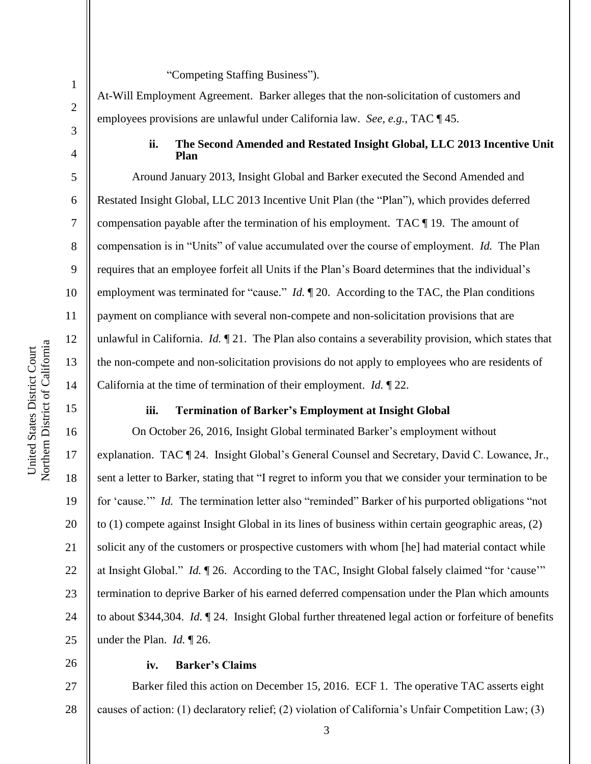"Competing Staffing Business").

At-Will Employment Agreement. Barker alleges that the non-solicitation of customers and employees provisions are unlawful under California law. *See, e.g.*, TAC ¶ 45.

#### ii. The Second Amended and Restated Insight Global, LLC 2013 Incentive Unit Plan

Around January 2013, Insight Global and Barker executed the Second Amended and Restated Insight Global, LLC 2013 Incentive Unit Plan (the "Plan"), which provides deferred compensation payable after the termination of his employment. TAC ¶ 19. The amount of compensation is in "Units" of value accumulated over the course of employment. *Id.* The Plan requires that an employee forfeit all Units if the Plan's Board determines that the individual's employment was terminated for "cause." *Id.* ¶ 20. According to the TAC, the Plan conditions payment on compliance with several non-compete and non-solicitation provisions that are unlawful in California. *Id.* ¶ 21. The Plan also contains a severability provision, which states that the non-compete and non-solicitation provisions do not apply to employees who are residents of California at the time of termination of their employment. *Id.* ¶ 22.

#### iii. Termination of Barker's Employment at Insight Global

On October 26, 2016, Insight Global terminated Barker's employment without explanation. TAC ¶ 24. Insight Global's General Counsel and Secretary, David C. Lowance, Jr., sent a letter to Barker, stating that "I regret to inform you that we consider your termination to be for 'cause.'" *Id.* The termination letter also "reminded" Barker of his purported obligations "not to (1) compete against Insight Global in its lines of business within certain geographic areas, (2) solicit any of the customers or prospective customers with whom [he] had material contact while at Insight Global." *Id.* ¶ 26. According to the TAC, Insight Global falsely claimed "for 'cause'" termination to deprive Barker of his earned deferred compensation under the Plan which amounts to about $344,304. *Id.* ¶ 24. Insight Global further threatened legal action or forfeiture of benefits under the Plan. *Id.* ¶ 26.

#### iv. Barker's Claims

Barker filed this action on December 15, 2016. ECF 1. The operative TAC asserts eight causes of action: (1) declaratory relief; (2) violation of California's Unfair Competition Law; (3)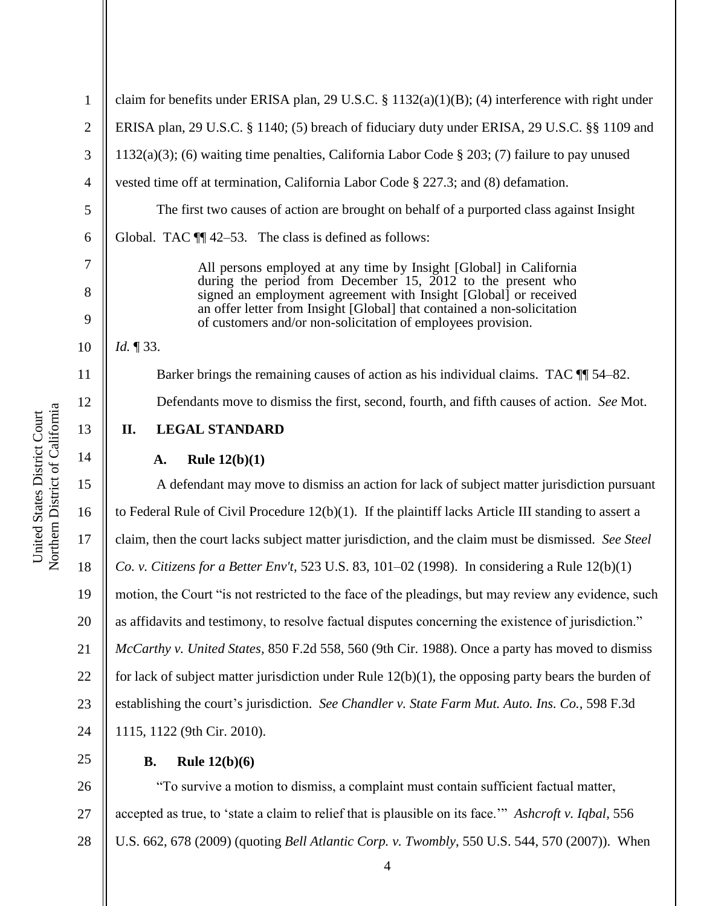claim for benefits under ERISA plan, 29 U.S.C. § 1132(a)(1)(B); (4) interference with right under ERISA plan, 29 U.S.C. § 1140; (5) breach of fiduciary duty under ERISA, 29 U.S.C. §§ 1109 and 1132(a)(3); (6) waiting time penalties, California Labor Code § 203; (7) failure to pay unused vested time off at termination, California Labor Code § 227.3; and (8) defamation.

The first two causes of action are brought on behalf of a purported class against Insight Global. TAC ¶¶ 42–53. The class is defined as follows:

> All persons employed at any time by Insight [Global] in California during the period from December 15, 2012 to the present who signed an employment agreement with Insight [Global] or received an offer letter from Insight [Global] that contained a non-solicitation of customers and/or non-solicitation of employees provision.

*Id.* ¶ 33.

Barker brings the remaining causes of action as his individual claims. TAC ¶¶ 54–82.

Defendants move to dismiss the first, second, fourth, and fifth causes of action. *See* Mot.

## II. LEGAL STANDARD

### A. Rule 12(b)(1)

A defendant may move to dismiss an action for lack of subject matter jurisdiction pursuant to Federal Rule of Civil Procedure 12(b)(1). If the plaintiff lacks Article III standing to assert a claim, then the court lacks subject matter jurisdiction, and the claim must be dismissed. *See Steel Co. v. Citizens for a Better Env't*, 523 U.S. 83, 101–02 (1998). In considering a Rule 12(b)(1) motion, the Court "is not restricted to the face of the pleadings, but may review any evidence, such as affidavits and testimony, to resolve factual disputes concerning the existence of jurisdiction." *McCarthy v. United States*, 850 F.2d 558, 560 (9th Cir. 1988). Once a party has moved to dismiss for lack of subject matter jurisdiction under Rule 12(b)(1), the opposing party bears the burden of establishing the court's jurisdiction. *See Chandler v. State Farm Mut. Auto. Ins. Co.*, 598 F.3d 1115, 1122 (9th Cir. 2010).

### B. Rule 12(b)(6)

"To survive a motion to dismiss, a complaint must contain sufficient factual matter, accepted as true, to 'state a claim to relief that is plausible on its face.'" *Ashcroft v. Iqbal*, 556 U.S. 662, 678 (2009) (quoting *Bell Atlantic Corp. v. Twombly*, 550 U.S. 544, 570 (2007)). When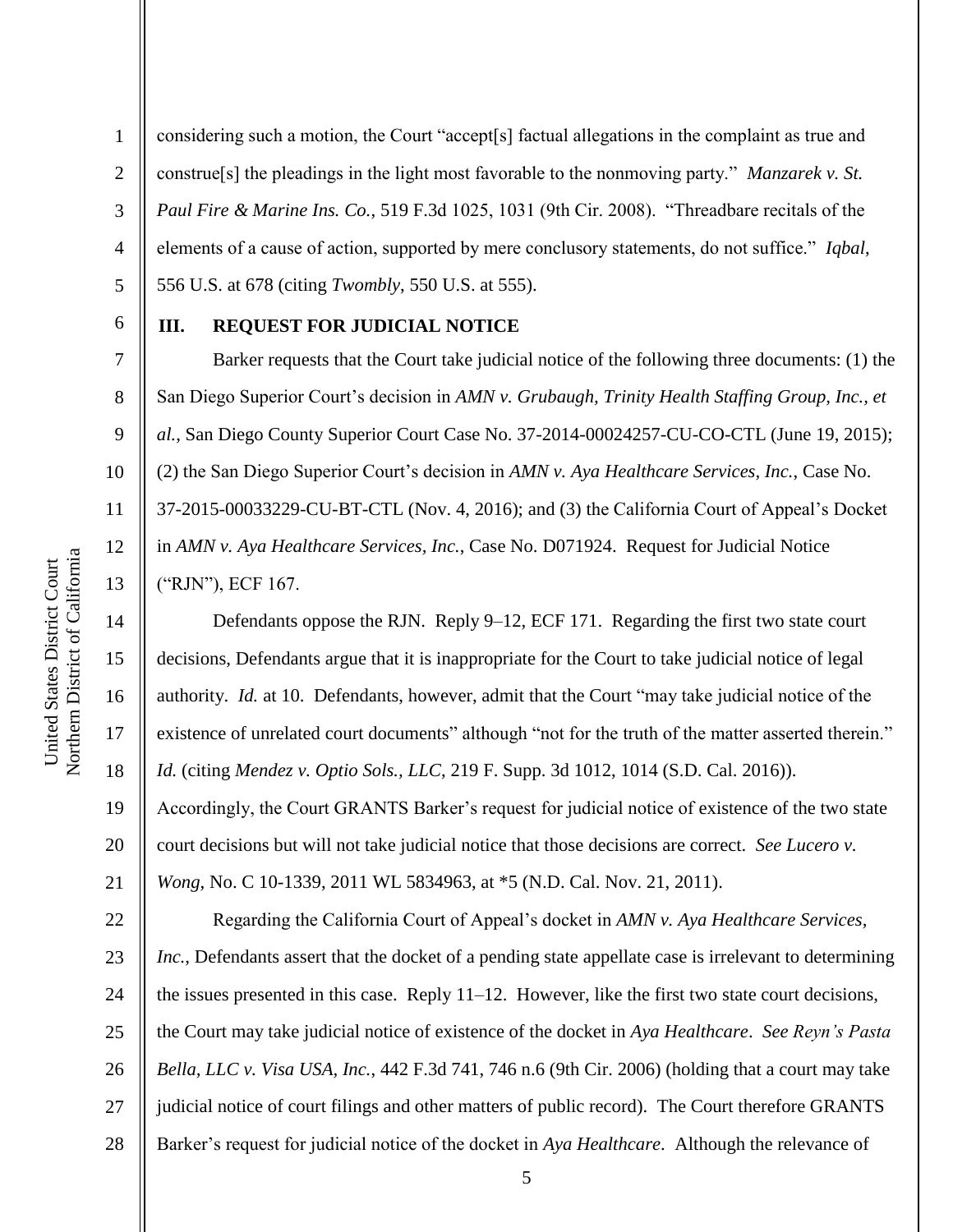considering such a motion, the Court "accept[s] factual allegations in the complaint as true and construe[s] the pleadings in the light most favorable to the nonmoving party." *Manzarek v. St. Paul Fire & Marine Ins. Co.*, 519 F.3d 1025, 1031 (9th Cir. 2008). "Threadbare recitals of the elements of a cause of action, supported by mere conclusory statements, do not suffice." *Iqbal*, 556 U.S. at 678 (citing *Twombly*, 550 U.S. at 555).

## III. REQUEST FOR JUDICIAL NOTICE

Barker requests that the Court take judicial notice of the following three documents: (1) the San Diego Superior Court's decision in *AMN v. Grubaugh, Trinity Health Staffing Group, Inc., et al.*, San Diego County Superior Court Case No. 37-2014-00024257-CU-CO-CTL (June 19, 2015); (2) the San Diego Superior Court's decision in *AMN v. Aya Healthcare Services, Inc.*, Case No. 37-2015-00033229-CU-BT-CTL (Nov. 4, 2016); and (3) the California Court of Appeal's Docket in *AMN v. Aya Healthcare Services, Inc.*, Case No. D071924. Request for Judicial Notice ("RJN"), ECF 167.

Defendants oppose the RJN. Reply 9–12, ECF 171. Regarding the first two state court decisions, Defendants argue that it is inappropriate for the Court to take judicial notice of legal authority. *Id.* at 10. Defendants, however, admit that the Court "may take judicial notice of the existence of unrelated court documents" although "not for the truth of the matter asserted therein." *Id.* (citing *Mendez v. Optio Sols., LLC*, 219 F. Supp. 3d 1012, 1014 (S.D. Cal. 2016)). Accordingly, the Court GRANTS Barker's request for judicial notice of existence of the two state court decisions but will not take judicial notice that those decisions are correct. *See Lucero v. Wong*, No. C 10-1339, 2011 WL 5834963, at *5 (N.D. Cal. Nov. 21, 2011).

Regarding the California Court of Appeal's docket in *AMN v. Aya Healthcare Services, Inc.*, Defendants assert that the docket of a pending state appellate case is irrelevant to determining the issues presented in this case. Reply 11–12. However, like the first two state court decisions, the Court may take judicial notice of existence of the docket in *Aya Healthcare*. *See Reyn's Pasta Bella, LLC v. Visa USA, Inc.*, 442 F.3d 741, 746 n.6 (9th Cir. 2006) (holding that a court may take judicial notice of court filings and other matters of public record). The Court therefore GRANTS Barker's request for judicial notice of the docket in *Aya Healthcare*. Although the relevance of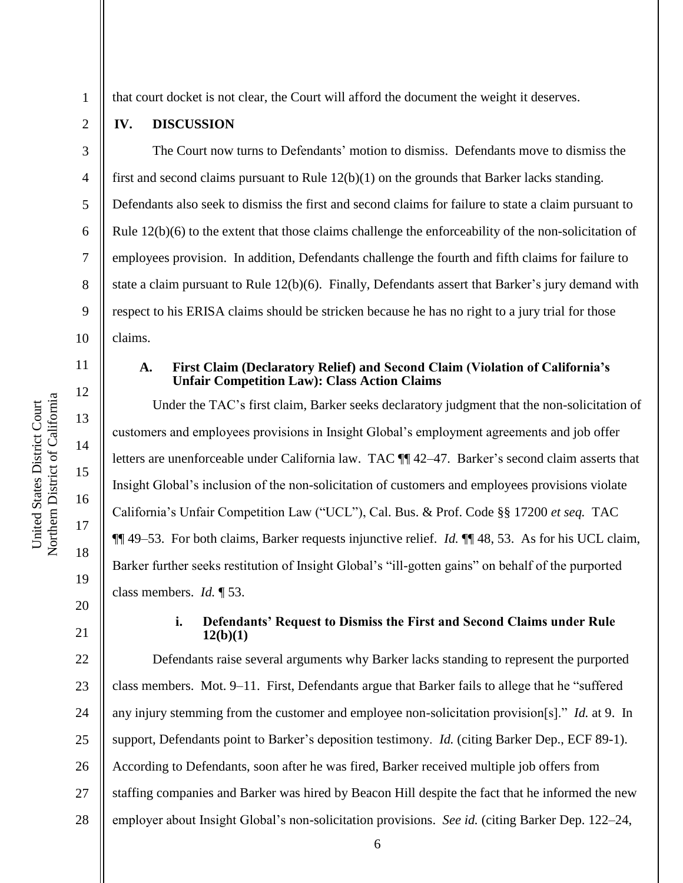that court docket is not clear, the Court will afford the document the weight it deserves.

## IV. DISCUSSION

The Court now turns to Defendants' motion to dismiss. Defendants move to dismiss the first and second claims pursuant to Rule 12(b)(1) on the grounds that Barker lacks standing. Defendants also seek to dismiss the first and second claims for failure to state a claim pursuant to Rule 12(b)(6) to the extent that those claims challenge the enforceability of the non-solicitation of employees provision. In addition, Defendants challenge the fourth and fifth claims for failure to state a claim pursuant to Rule 12(b)(6). Finally, Defendants assert that Barker's jury demand with respect to his ERISA claims should be stricken because he has no right to a jury trial for those claims.

### A. First Claim (Declaratory Relief) and Second Claim (Violation of California's Unfair Competition Law): Class Action Claims

Under the TAC's first claim, Barker seeks declaratory judgment that the non-solicitation of customers and employees provisions in Insight Global's employment agreements and job offer letters are unenforceable under California law. TAC ¶¶ 42–47. Barker's second claim asserts that Insight Global's inclusion of the non-solicitation of customers and employees provisions violate California's Unfair Competition Law ("UCL"), Cal. Bus. & Prof. Code §§ 17200 *et seq.* TAC ¶¶ 49–53. For both claims, Barker requests injunctive relief. *Id.* ¶¶ 48, 53. As for his UCL claim, Barker further seeks restitution of Insight Global's "ill-gotten gains" on behalf of the purported class members. *Id.* ¶ 53.

#### i. Defendants' Request to Dismiss the First and Second Claims under Rule 12(b)(1)

Defendants raise several arguments why Barker lacks standing to represent the purported class members. Mot. 9–11. First, Defendants argue that Barker fails to allege that he "suffered any injury stemming from the customer and employee non-solicitation provision[s]." *Id.* at 9. In support, Defendants point to Barker's deposition testimony. *Id.* (citing Barker Dep., ECF 89-1). According to Defendants, soon after he was fired, Barker received multiple job offers from staffing companies and Barker was hired by Beacon Hill despite the fact that he informed the new employer about Insight Global's non-solicitation provisions. *See id.* (citing Barker Dep. 122–24,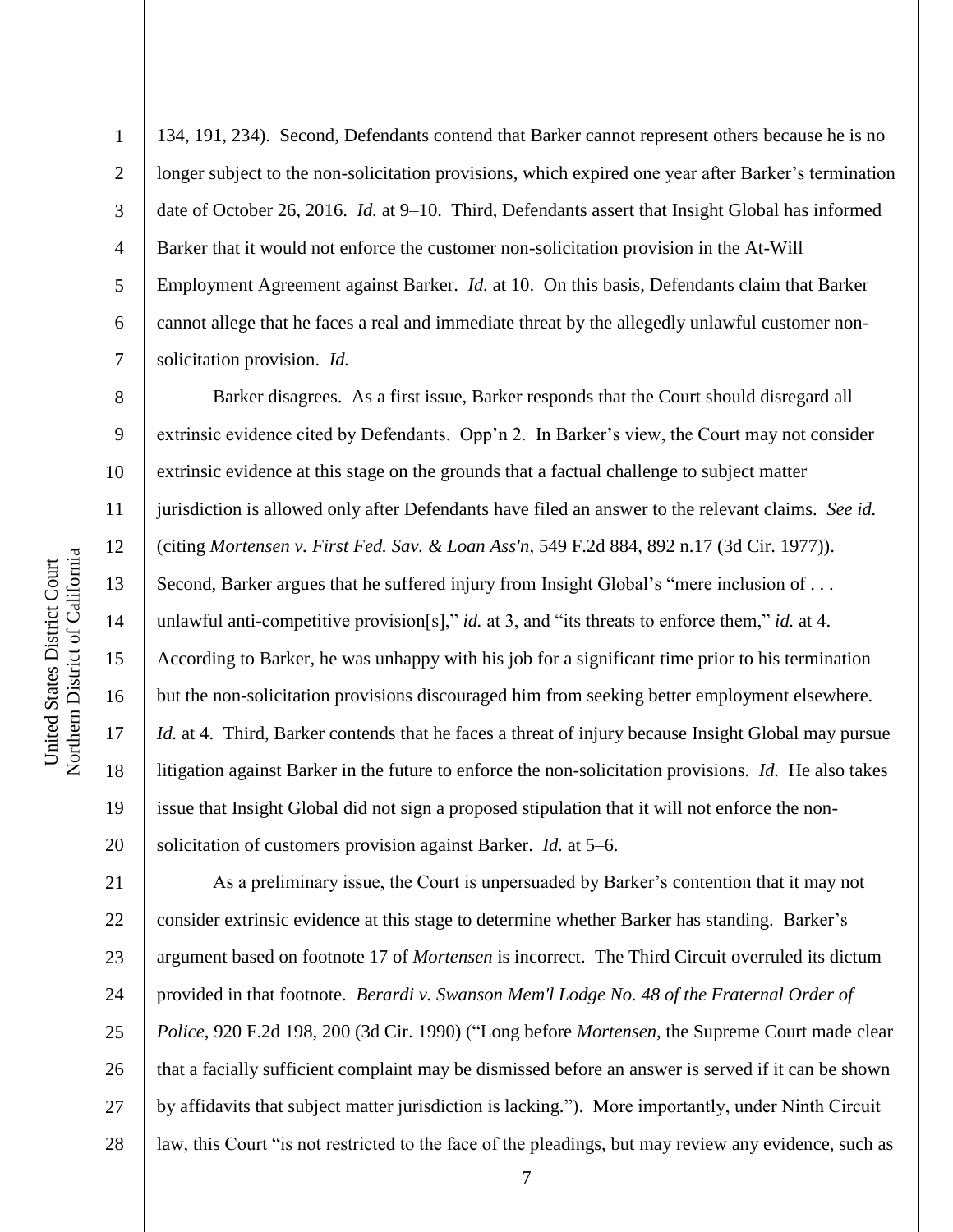134, 191, 234). Second, Defendants contend that Barker cannot represent others because he is no longer subject to the non-solicitation provisions, which expired one year after Barker's termination date of October 26, 2016. *Id.* at 9–10. Third, Defendants assert that Insight Global has informed Barker that it would not enforce the customer non-solicitation provision in the At-Will Employment Agreement against Barker. *Id.* at 10. On this basis, Defendants claim that Barker cannot allege that he faces a real and immediate threat by the allegedly unlawful customer non-solicitation provision. *Id.*

Barker disagrees. As a first issue, Barker responds that the Court should disregard all extrinsic evidence cited by Defendants. Opp'n 2. In Barker's view, the Court may not consider extrinsic evidence at this stage on the grounds that a factual challenge to subject matter jurisdiction is allowed only after Defendants have filed an answer to the relevant claims. *See id.* (citing *Mortensen v. First Fed. Sav. & Loan Ass'n*, 549 F.2d 884, 892 n.17 (3d Cir. 1977)). Second, Barker argues that he suffered injury from Insight Global's "mere inclusion of . . . unlawful anti-competitive provision[s]," *id.* at 3, and "its threats to enforce them," *id.* at 4. According to Barker, he was unhappy with his job for a significant time prior to his termination but the non-solicitation provisions discouraged him from seeking better employment elsewhere. *Id.* at 4. Third, Barker contends that he faces a threat of injury because Insight Global may pursue litigation against Barker in the future to enforce the non-solicitation provisions. *Id.* He also takes issue that Insight Global did not sign a proposed stipulation that it will not enforce the non-solicitation of customers provision against Barker. *Id.* at 5–6.

As a preliminary issue, the Court is unpersuaded by Barker's contention that it may not consider extrinsic evidence at this stage to determine whether Barker has standing. Barker's argument based on footnote 17 of *Mortensen* is incorrect. The Third Circuit overruled its dictum provided in that footnote. *Berardi v. Swanson Mem'l Lodge No. 48 of the Fraternal Order of Police*, 920 F.2d 198, 200 (3d Cir. 1990) ("Long before *Mortensen,* the Supreme Court made clear that a facially sufficient complaint may be dismissed before an answer is served if it can be shown by affidavits that subject matter jurisdiction is lacking."). More importantly, under Ninth Circuit law, this Court "is not restricted to the face of the pleadings, but may review any evidence, such as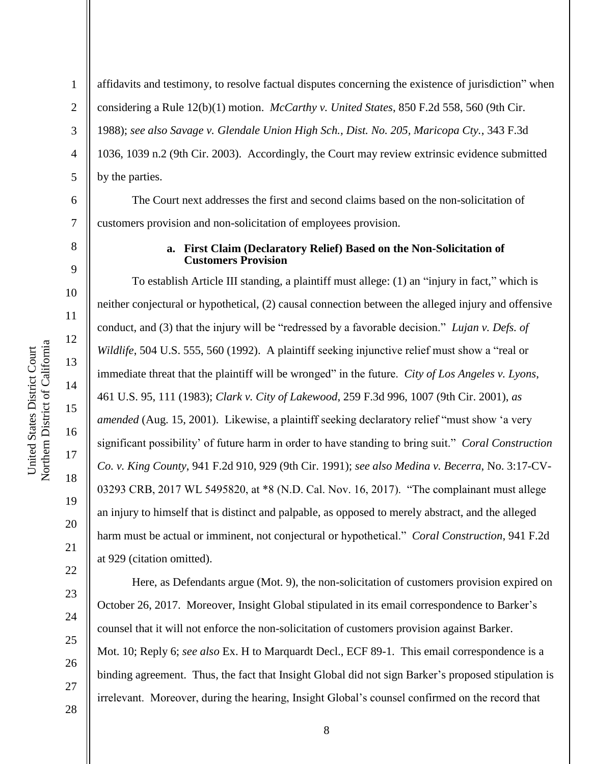affidavits and testimony, to resolve factual disputes concerning the existence of jurisdiction" when considering a Rule 12(b)(1) motion. *McCarthy v. United States*, 850 F.2d 558, 560 (9th Cir. 1988); *see also Savage v. Glendale Union High Sch., Dist. No. 205, Maricopa Cty.*, 343 F.3d 1036, 1039 n.2 (9th Cir. 2003). Accordingly, the Court may review extrinsic evidence submitted by the parties.

The Court next addresses the first and second claims based on the non-solicitation of customers provision and non-solicitation of employees provision.

**a. First Claim (Declaratory Relief) Based on the Non-Solicitation of Customers Provision**

To establish Article III standing, a plaintiff must allege: (1) an "injury in fact," which is neither conjectural or hypothetical, (2) causal connection between the alleged injury and offensive conduct, and (3) that the injury will be "redressed by a favorable decision." *Lujan v. Defs. of Wildlife*, 504 U.S. 555, 560 (1992). A plaintiff seeking injunctive relief must show a "real or immediate threat that the plaintiff will be wronged" in the future. *City of Los Angeles v. Lyons*, 461 U.S. 95, 111 (1983); *Clark v. City of Lakewood*, 259 F.3d 996, 1007 (9th Cir. 2001), *as amended* (Aug. 15, 2001). Likewise, a plaintiff seeking declaratory relief "must show 'a very significant possibility' of future harm in order to have standing to bring suit." *Coral Construction Co. v. King County*, 941 F.2d 910, 929 (9th Cir. 1991); *see also Medina v. Becerra*, No. 3:17-CV-03293 CRB, 2017 WL 5495820, at *8 (N.D. Cal. Nov. 16, 2017). "The complainant must allege an injury to himself that is distinct and palpable, as opposed to merely abstract, and the alleged harm must be actual or imminent, not conjectural or hypothetical." *Coral Construction*, 941 F.2d at 929 (citation omitted).

Here, as Defendants argue (Mot. 9), the non-solicitation of customers provision expired on October 26, 2017. Moreover, Insight Global stipulated in its email correspondence to Barker's counsel that it will not enforce the non-solicitation of customers provision against Barker. Mot. 10; Reply 6; *see also* Ex. H to Marquardt Decl., ECF 89-1. This email correspondence is a binding agreement. Thus, the fact that Insight Global did not sign Barker's proposed stipulation is irrelevant. Moreover, during the hearing, Insight Global's counsel confirmed on the record that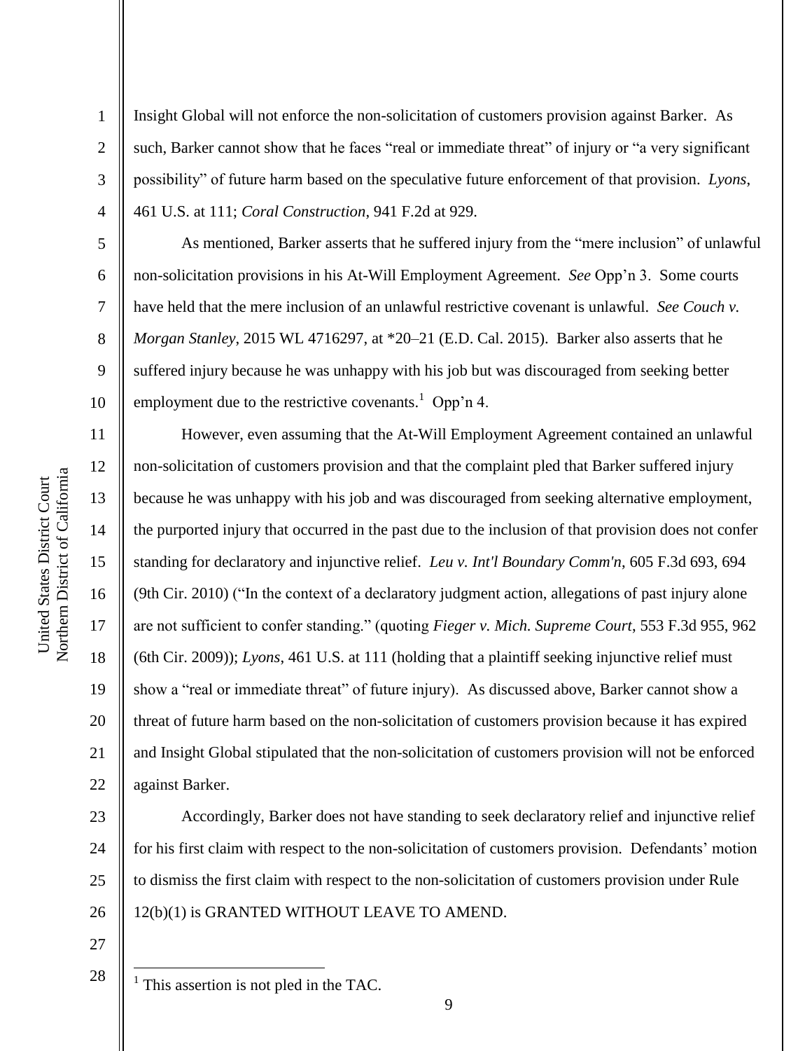Insight Global will not enforce the non-solicitation of customers provision against Barker. As such, Barker cannot show that he faces "real or immediate threat" of injury or "a very significant possibility" of future harm based on the speculative future enforcement of that provision. *Lyons*, 461 U.S. at 111; *Coral Construction*, 941 F.2d at 929.

As mentioned, Barker asserts that he suffered injury from the "mere inclusion" of unlawful non-solicitation provisions in his At-Will Employment Agreement. *See* Opp'n 3. Some courts have held that the mere inclusion of an unlawful restrictive covenant is unlawful. *See Couch v. Morgan Stanley*, 2015 WL 4716297, at *20–21 (E.D. Cal. 2015). Barker also asserts that he suffered injury because he was unhappy with his job but was discouraged from seeking better employment due to the restrictive covenants.[1] Opp'n 4.

However, even assuming that the At-Will Employment Agreement contained an unlawful non-solicitation of customers provision and that the complaint pled that Barker suffered injury because he was unhappy with his job and was discouraged from seeking alternative employment, the purported injury that occurred in the past due to the inclusion of that provision does not confer standing for declaratory and injunctive relief. *Leu v. Int'l Boundary Comm'n*, 605 F.3d 693, 694 (9th Cir. 2010) ("In the context of a declaratory judgment action, allegations of past injury alone are not sufficient to confer standing." (quoting *Fieger v. Mich. Supreme Court*, 553 F.3d 955, 962 (6th Cir. 2009)); *Lyons*, 461 U.S. at 111 (holding that a plaintiff seeking injunctive relief must show a "real or immediate threat" of future injury). As discussed above, Barker cannot show a threat of future harm based on the non-solicitation of customers provision because it has expired and Insight Global stipulated that the non-solicitation of customers provision will not be enforced against Barker.

Accordingly, Barker does not have standing to seek declaratory relief and injunctive relief for his first claim with respect to the non-solicitation of customers provision. Defendants' motion to dismiss the first claim with respect to the non-solicitation of customers provision under Rule 12(b)(1) is GRANTED WITHOUT LEAVE TO AMEND.

---

[1] This assertion is not pled in the TAC.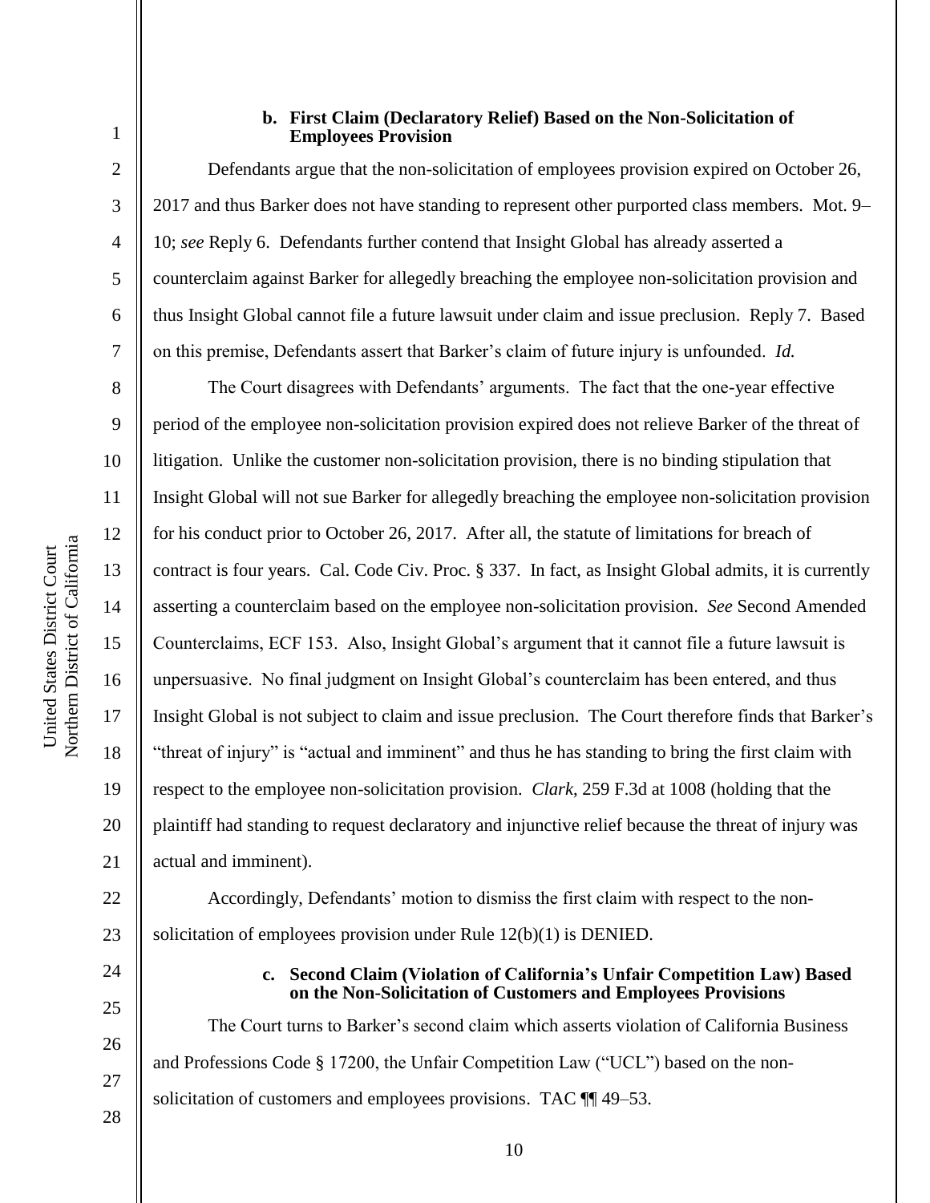### b. First Claim (Declaratory Relief) Based on the Non-Solicitation of Employees Provision

Defendants argue that the non-solicitation of employees provision expired on October 26, 2017 and thus Barker does not have standing to represent other purported class members. Mot. 9–10; *see* Reply 6. Defendants further contend that Insight Global has already asserted a counterclaim against Barker for allegedly breaching the employee non-solicitation provision and thus Insight Global cannot file a future lawsuit under claim and issue preclusion. Reply 7. Based on this premise, Defendants assert that Barker's claim of future injury is unfounded. *Id.*

The Court disagrees with Defendants' arguments. The fact that the one-year effective period of the employee non-solicitation provision expired does not relieve Barker of the threat of litigation. Unlike the customer non-solicitation provision, there is no binding stipulation that Insight Global will not sue Barker for allegedly breaching the employee non-solicitation provision for his conduct prior to October 26, 2017. After all, the statute of limitations for breach of contract is four years. Cal. Code Civ. Proc. § 337. In fact, as Insight Global admits, it is currently asserting a counterclaim based on the employee non-solicitation provision. *See* Second Amended Counterclaims, ECF 153. Also, Insight Global's argument that it cannot file a future lawsuit is unpersuasive. No final judgment on Insight Global's counterclaim has been entered, and thus Insight Global is not subject to claim and issue preclusion. The Court therefore finds that Barker's "threat of injury" is "actual and imminent" and thus he has standing to bring the first claim with respect to the employee non-solicitation provision. *Clark*, 259 F.3d at 1008 (holding that the plaintiff had standing to request declaratory and injunctive relief because the threat of injury was actual and imminent).

Accordingly, Defendants' motion to dismiss the first claim with respect to the non-solicitation of employees provision under Rule 12(b)(1) is DENIED.

### c. Second Claim (Violation of California's Unfair Competition Law) Based on the Non-Solicitation of Customers and Employees Provisions

The Court turns to Barker's second claim which asserts violation of California Business and Professions Code § 17200, the Unfair Competition Law ("UCL") based on the non-solicitation of customers and employees provisions. TAC ¶¶ 49–53.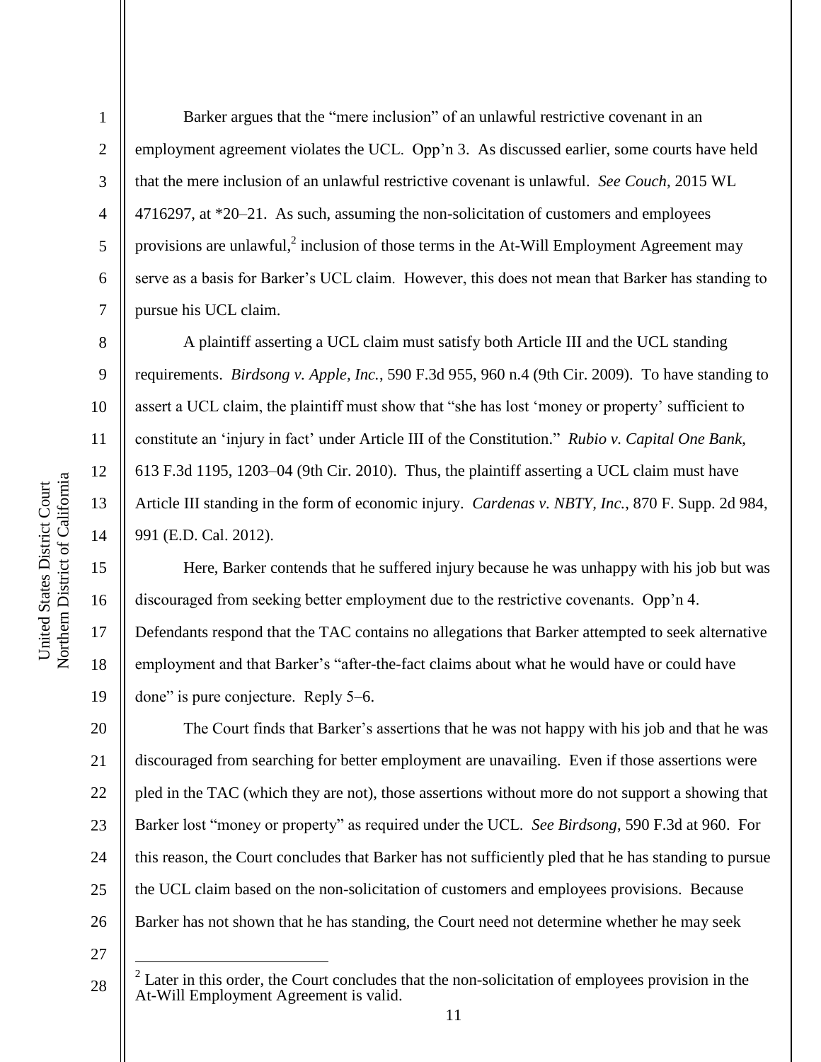Barker argues that the "mere inclusion" of an unlawful restrictive covenant in an employment agreement violates the UCL. Opp'n 3. As discussed earlier, some courts have held that the mere inclusion of an unlawful restrictive covenant is unlawful. *See Couch*, 2015 WL 4716297, at *20–21. As such, assuming the non-solicitation of customers and employees provisions are unlawful,[2] inclusion of those terms in the At-Will Employment Agreement may serve as a basis for Barker's UCL claim. However, this does not mean that Barker has standing to pursue his UCL claim.

A plaintiff asserting a UCL claim must satisfy both Article III and the UCL standing requirements. *Birdsong v. Apple, Inc.*, 590 F.3d 955, 960 n.4 (9th Cir. 2009). To have standing to assert a UCL claim, the plaintiff must show that "she has lost 'money or property' sufficient to constitute an 'injury in fact' under Article III of the Constitution." *Rubio v. Capital One Bank*, 613 F.3d 1195, 1203–04 (9th Cir. 2010). Thus, the plaintiff asserting a UCL claim must have Article III standing in the form of economic injury. *Cardenas v. NBTY, Inc.*, 870 F. Supp. 2d 984, 991 (E.D. Cal. 2012).

Here, Barker contends that he suffered injury because he was unhappy with his job but was discouraged from seeking better employment due to the restrictive covenants. Opp'n 4. Defendants respond that the TAC contains no allegations that Barker attempted to seek alternative employment and that Barker's "after-the-fact claims about what he would have or could have done" is pure conjecture. Reply 5–6.

The Court finds that Barker's assertions that he was not happy with his job and that he was discouraged from searching for better employment are unavailing. Even if those assertions were pled in the TAC (which they are not), those assertions without more do not support a showing that Barker lost "money or property" as required under the UCL. *See Birdsong*, 590 F.3d at 960. For this reason, the Court concludes that Barker has not sufficiently pled that he has standing to pursue the UCL claim based on the non-solicitation of customers and employees provisions. Because Barker has not shown that he has standing, the Court need not determine whether he may seek

[2] Later in this order, the Court concludes that the non-solicitation of employees provision in the At-Will Employment Agreement is valid.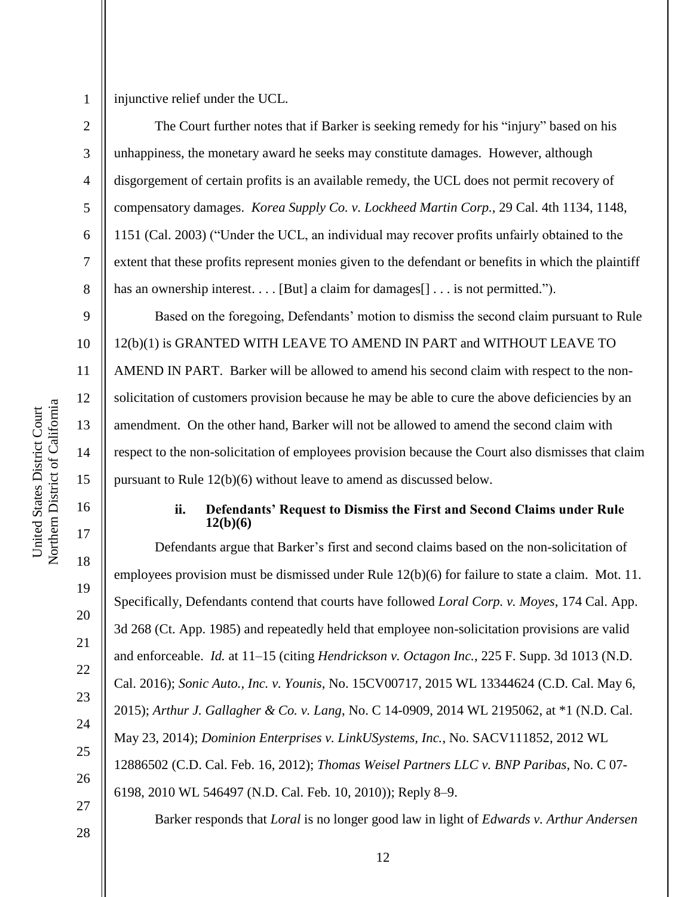injunctive relief under the UCL.

The Court further notes that if Barker is seeking remedy for his "injury" based on his unhappiness, the monetary award he seeks may constitute damages. However, although disgorgement of certain profits is an available remedy, the UCL does not permit recovery of compensatory damages. *Korea Supply Co. v. Lockheed Martin Corp.*, 29 Cal. 4th 1134, 1148, 1151 (Cal. 2003) ("Under the UCL, an individual may recover profits unfairly obtained to the extent that these profits represent monies given to the defendant or benefits in which the plaintiff has an ownership interest. . . . [But] a claim for damages[] . . . is not permitted.").

Based on the foregoing, Defendants' motion to dismiss the second claim pursuant to Rule 12(b)(1) is GRANTED WITH LEAVE TO AMEND IN PART and WITHOUT LEAVE TO AMEND IN PART. Barker will be allowed to amend his second claim with respect to the non-solicitation of customers provision because he may be able to cure the above deficiencies by an amendment. On the other hand, Barker will not be allowed to amend the second claim with respect to the non-solicitation of employees provision because the Court also dismisses that claim pursuant to Rule 12(b)(6) without leave to amend as discussed below.

#### ii. Defendants' Request to Dismiss the First and Second Claims under Rule 12(b)(6)

Defendants argue that Barker's first and second claims based on the non-solicitation of employees provision must be dismissed under Rule 12(b)(6) for failure to state a claim. Mot. 11. Specifically, Defendants contend that courts have followed *Loral Corp. v. Moyes*, 174 Cal. App. 3d 268 (Ct. App. 1985) and repeatedly held that employee non-solicitation provisions are valid and enforceable. *Id.* at 11–15 (citing *Hendrickson v. Octagon Inc.*, 225 F. Supp. 3d 1013 (N.D. Cal. 2016); *Sonic Auto., Inc. v. Younis*, No. 15CV00717, 2015 WL 13344624 (C.D. Cal. May 6, 2015); *Arthur J. Gallagher & Co. v. Lang*, No. C 14-0909, 2014 WL 2195062, at *1 (N.D. Cal. May 23, 2014); *Dominion Enterprises v. LinkUSystems, Inc.*, No. SACV111852, 2012 WL 12886502 (C.D. Cal. Feb. 16, 2012); *Thomas Weisel Partners LLC v. BNP Paribas*, No. C 07-6198, 2010 WL 546497 (N.D. Cal. Feb. 10, 2010)); Reply 8–9.

Barker responds that *Loral* is no longer good law in light of *Edwards v. Arthur Andersen*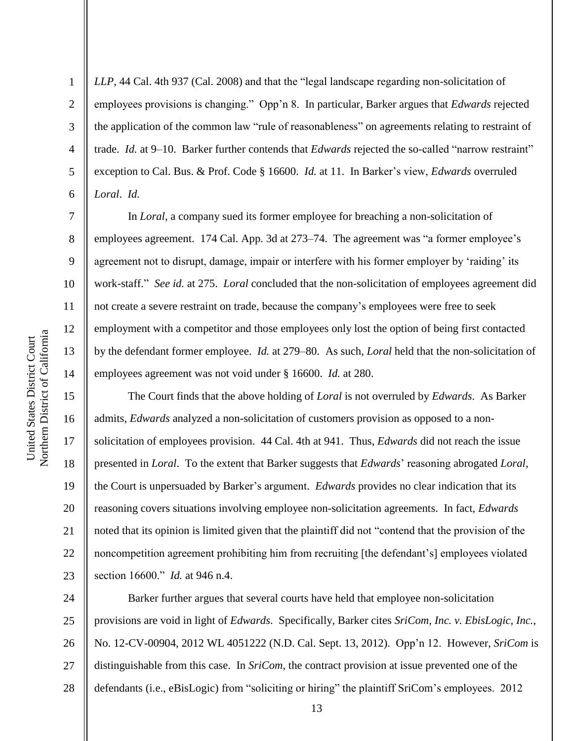*LLP*, 44 Cal. 4th 937 (Cal. 2008) and that the "legal landscape regarding non-solicitation of employees provisions is changing." Opp'n 8. In particular, Barker argues that *Edwards* rejected the application of the common law "rule of reasonableness" on agreements relating to restraint of trade. *Id.* at 9–10. Barker further contends that *Edwards* rejected the so-called "narrow restraint" exception to Cal. Bus. & Prof. Code § 16600. *Id.* at 11. In Barker's view, *Edwards* overruled *Loral*. *Id.*

In *Loral,* a company sued its former employee for breaching a non-solicitation of employees agreement. 174 Cal. App. 3d at 273–74. The agreement was "a former employee's agreement not to disrupt, damage, impair or interfere with his former employer by 'raiding' its work-staff." *See id.* at 275. *Loral* concluded that the non-solicitation of employees agreement did not create a severe restraint on trade, because the company's employees were free to seek employment with a competitor and those employees only lost the option of being first contacted by the defendant former employee. *Id.* at 279–80. As such, *Loral* held that the non-solicitation of employees agreement was not void under § 16600. *Id.* at 280.

The Court finds that the above holding of *Loral* is not overruled by *Edwards*. As Barker admits, *Edwards* analyzed a non-solicitation of customers provision as opposed to a non-solicitation of employees provision. 44 Cal. 4th at 941. Thus, *Edwards* did not reach the issue presented in *Loral*. To the extent that Barker suggests that *Edwards*' reasoning abrogated *Loral*, the Court is unpersuaded by Barker's argument. *Edwards* provides no clear indication that its reasoning covers situations involving employee non-solicitation agreements. In fact, *Edwards* noted that its opinion is limited given that the plaintiff did not "contend that the provision of the noncompetition agreement prohibiting him from recruiting [the defendant's] employees violated section 16600." *Id.* at 946 n.4.

Barker further argues that several courts have held that employee non-solicitation provisions are void in light of *Edwards*. Specifically, Barker cites *SriCom, Inc. v. EbisLogic, Inc.*, No. 12-CV-00904, 2012 WL 4051222 (N.D. Cal. Sept. 13, 2012). Opp'n 12. However, *SriCom* is distinguishable from this case. In *SriCom*, the contract provision at issue prevented one of the defendants (i.e., eBisLogic) from "soliciting or hiring" the plaintiff SriCom's employees. 2012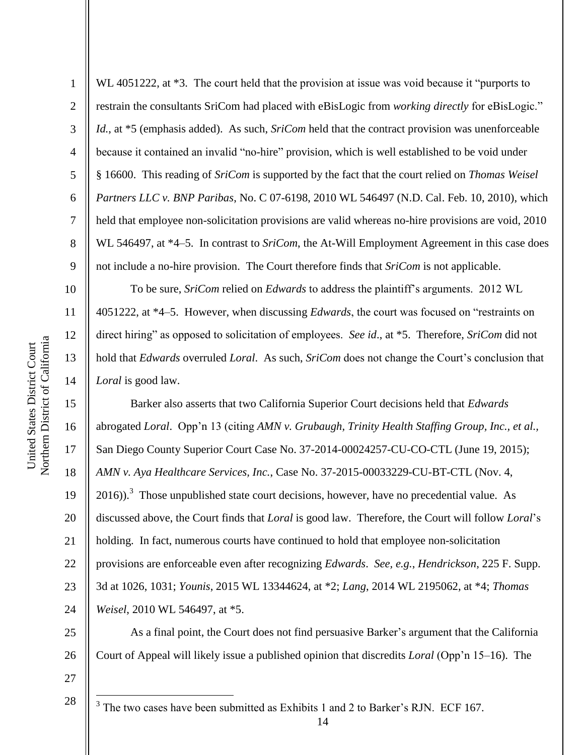WL 4051222, at *3. The court held that the provision at issue was void because it "purports to restrain the consultants SriCom had placed with eBisLogic from *working directly* for eBisLogic." *Id.*, at *5 (emphasis added). As such, *SriCom* held that the contract provision was unenforceable because it contained an invalid "no-hire" provision, which is well established to be void under § 16600. This reading of *SriCom* is supported by the fact that the court relied on *Thomas Weisel Partners LLC v. BNP Paribas*, No. C 07-6198, 2010 WL 546497 (N.D. Cal. Feb. 10, 2010), which held that employee non-solicitation provisions are valid whereas no-hire provisions are void, 2010 WL 546497, at *4–5. In contrast to *SriCom*, the At-Will Employment Agreement in this case does not include a no-hire provision. The Court therefore finds that *SriCom* is not applicable.

To be sure, *SriCom* relied on *Edwards* to address the plaintiff's arguments. 2012 WL 4051222, at *4–5. However, when discussing *Edwards*, the court was focused on "restraints on direct hiring" as opposed to solicitation of employees. *See id*., at *5. Therefore, *SriCom* did not hold that *Edwards* overruled *Loral*. As such, *SriCom* does not change the Court's conclusion that *Loral* is good law.

Barker also asserts that two California Superior Court decisions held that *Edwards* abrogated *Loral*. Opp'n 13 (citing *AMN v. Grubaugh, Trinity Health Staffing Group, Inc., et al.*, San Diego County Superior Court Case No. 37-2014-00024257-CU-CO-CTL (June 19, 2015); *AMN v. Aya Healthcare Services, Inc.*, Case No. 37-2015-00033229-CU-BT-CTL (Nov. 4, 2016)).[3] Those unpublished state court decisions, however, have no precedential value. As discussed above, the Court finds that *Loral* is good law. Therefore, the Court will follow *Loral*'s holding. In fact, numerous courts have continued to hold that employee non-solicitation provisions are enforceable even after recognizing *Edwards*. *See, e.g.*, *Hendrickson*, 225 F. Supp. 3d at 1026, 1031; *Younis*, 2015 WL 13344624, at *2; *Lang*, 2014 WL 2195062, at *4; *Thomas Weisel*, 2010 WL 546497, at *5.

As a final point, the Court does not find persuasive Barker's argument that the California Court of Appeal will likely issue a published opinion that discredits *Loral* (Opp'n 15–16). The

[3] The two cases have been submitted as Exhibits 1 and 2 to Barker's RJN. ECF 167.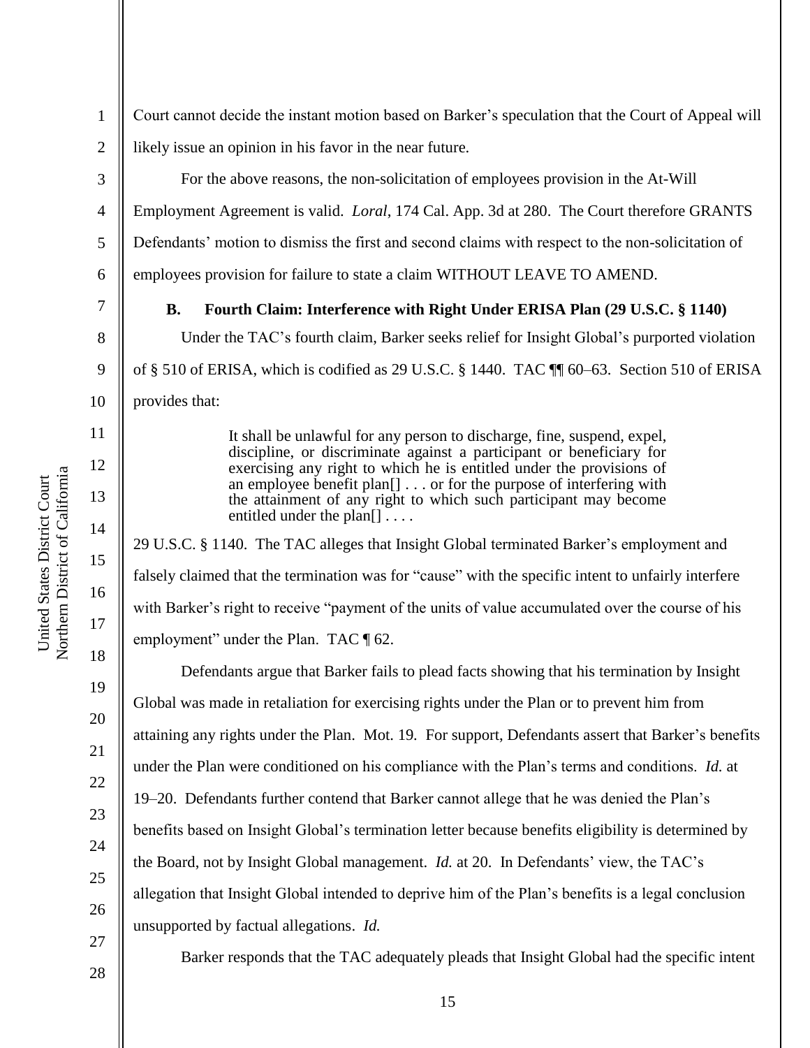Court cannot decide the instant motion based on Barker's speculation that the Court of Appeal will likely issue an opinion in his favor in the near future.

For the above reasons, the non-solicitation of employees provision in the At-Will Employment Agreement is valid. *Loral*, 174 Cal. App. 3d at 280. The Court therefore GRANTS Defendants' motion to dismiss the first and second claims with respect to the non-solicitation of employees provision for failure to state a claim WITHOUT LEAVE TO AMEND.

### B. Fourth Claim: Interference with Right Under ERISA Plan (29 U.S.C. § 1140)

Under the TAC's fourth claim, Barker seeks relief for Insight Global's purported violation of § 510 of ERISA, which is codified as 29 U.S.C. § 1440. TAC ¶¶ 60–63. Section 510 of ERISA provides that:

> It shall be unlawful for any person to discharge, fine, suspend, expel, discipline, or discriminate against a participant or beneficiary for exercising any right to which he is entitled under the provisions of an employee benefit plan[] . . . or for the purpose of interfering with the attainment of any right to which such participant may become entitled under the plan[] . . . .

29 U.S.C. § 1140. The TAC alleges that Insight Global terminated Barker's employment and falsely claimed that the termination was for "cause" with the specific intent to unfairly interfere with Barker's right to receive "payment of the units of value accumulated over the course of his employment" under the Plan. TAC ¶ 62.

Defendants argue that Barker fails to plead facts showing that his termination by Insight Global was made in retaliation for exercising rights under the Plan or to prevent him from attaining any rights under the Plan. Mot. 19. For support, Defendants assert that Barker's benefits under the Plan were conditioned on his compliance with the Plan's terms and conditions. *Id.* at 19–20. Defendants further contend that Barker cannot allege that he was denied the Plan's benefits based on Insight Global's termination letter because benefits eligibility is determined by the Board, not by Insight Global management. *Id.* at 20. In Defendants' view, the TAC's allegation that Insight Global intended to deprive him of the Plan's benefits is a legal conclusion unsupported by factual allegations. *Id.*

Barker responds that the TAC adequately pleads that Insight Global had the specific intent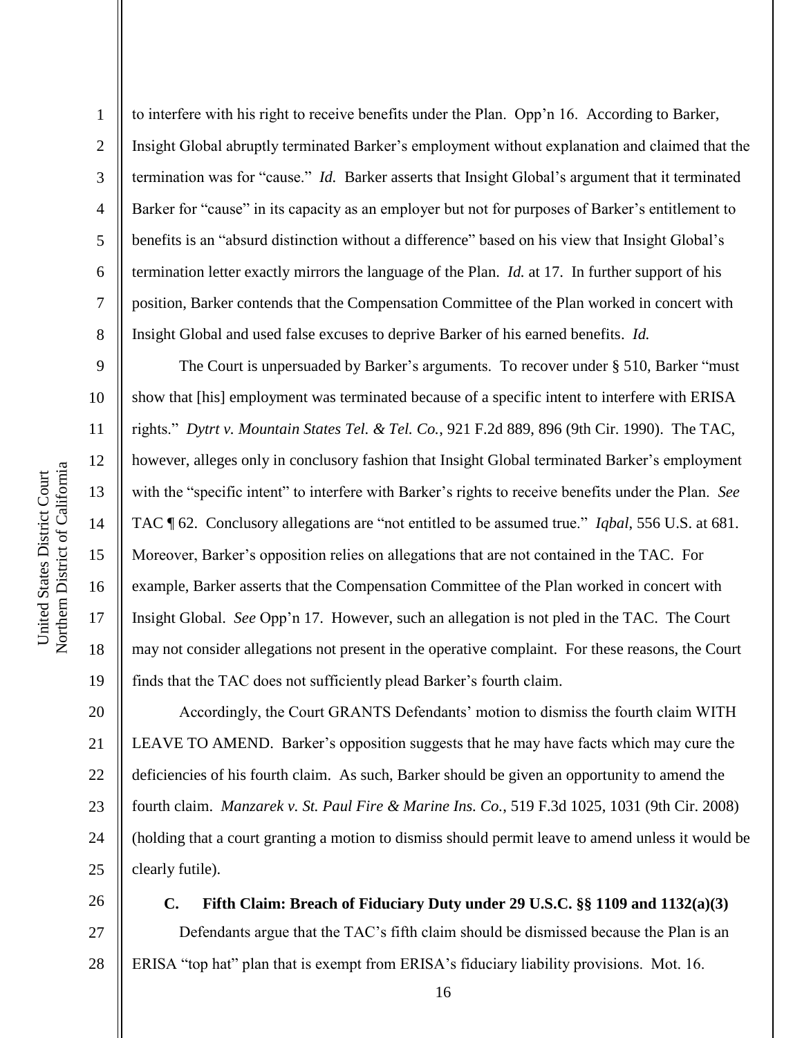to interfere with his right to receive benefits under the Plan. Opp'n 16. According to Barker, Insight Global abruptly terminated Barker's employment without explanation and claimed that the termination was for "cause." *Id.* Barker asserts that Insight Global's argument that it terminated Barker for "cause" in its capacity as an employer but not for purposes of Barker's entitlement to benefits is an "absurd distinction without a difference" based on his view that Insight Global's termination letter exactly mirrors the language of the Plan. *Id.* at 17. In further support of his position, Barker contends that the Compensation Committee of the Plan worked in concert with Insight Global and used false excuses to deprive Barker of his earned benefits. *Id.*

The Court is unpersuaded by Barker's arguments. To recover under § 510, Barker "must show that [his] employment was terminated because of a specific intent to interfere with ERISA rights." *Dytrt v. Mountain States Tel. & Tel. Co.*, 921 F.2d 889, 896 (9th Cir. 1990). The TAC, however, alleges only in conclusory fashion that Insight Global terminated Barker's employment with the "specific intent" to interfere with Barker's rights to receive benefits under the Plan. *See* TAC ¶ 62. Conclusory allegations are "not entitled to be assumed true." *Iqbal*, 556 U.S. at 681. Moreover, Barker's opposition relies on allegations that are not contained in the TAC. For example, Barker asserts that the Compensation Committee of the Plan worked in concert with Insight Global. *See* Opp'n 17. However, such an allegation is not pled in the TAC. The Court may not consider allegations not present in the operative complaint. For these reasons, the Court finds that the TAC does not sufficiently plead Barker's fourth claim.

Accordingly, the Court GRANTS Defendants' motion to dismiss the fourth claim WITH LEAVE TO AMEND. Barker's opposition suggests that he may have facts which may cure the deficiencies of his fourth claim. As such, Barker should be given an opportunity to amend the fourth claim. *Manzarek v. St. Paul Fire & Marine Ins. Co.*, 519 F.3d 1025, 1031 (9th Cir. 2008) (holding that a court granting a motion to dismiss should permit leave to amend unless it would be clearly futile).

### C. Fifth Claim: Breach of Fiduciary Duty under 29 U.S.C. §§ 1109 and 1132(a)(3)

Defendants argue that the TAC's fifth claim should be dismissed because the Plan is an ERISA "top hat" plan that is exempt from ERISA's fiduciary liability provisions. Mot. 16.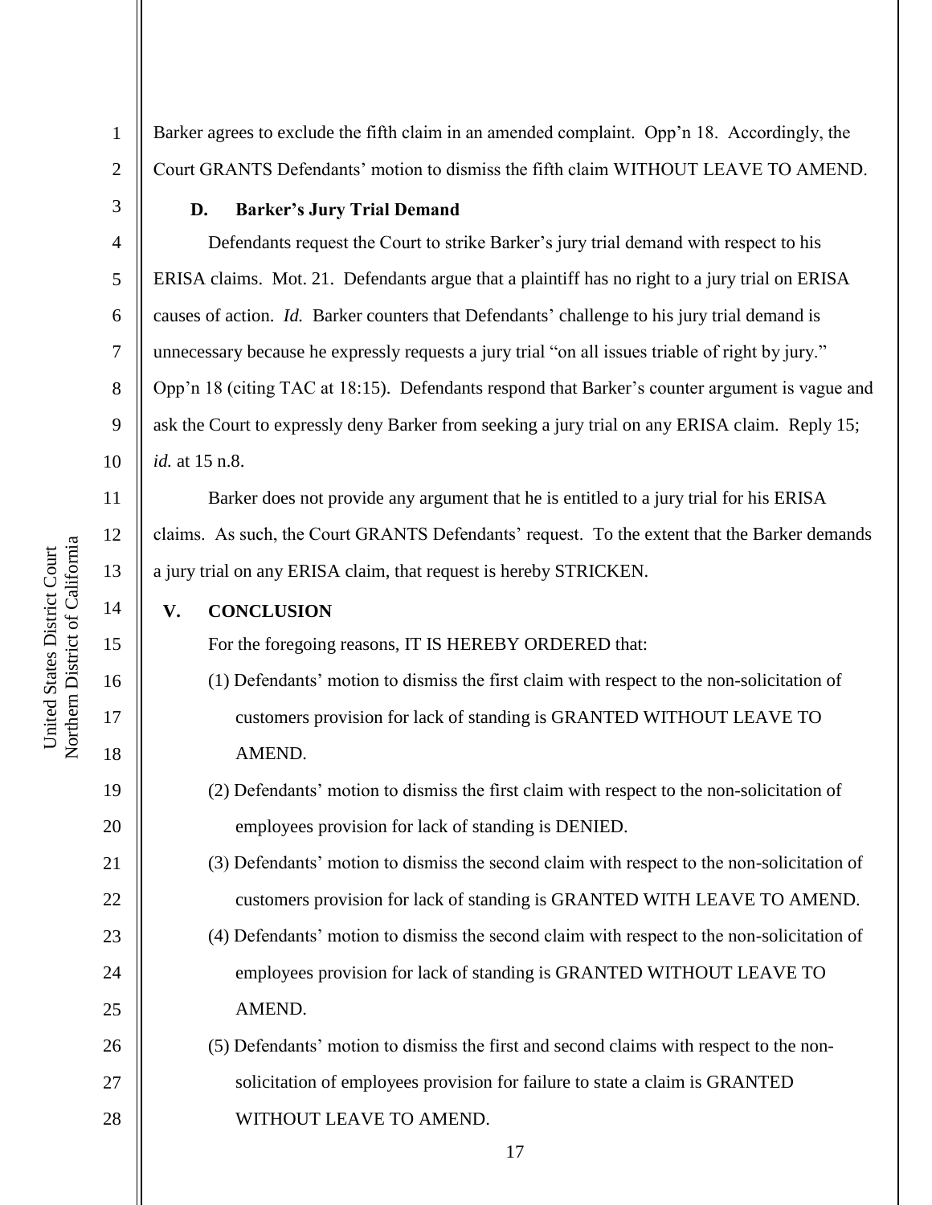Barker agrees to exclude the fifth claim in an amended complaint. Opp'n 18. Accordingly, the Court GRANTS Defendants' motion to dismiss the fifth claim WITHOUT LEAVE TO AMEND.

### D. Barker's Jury Trial Demand

Defendants request the Court to strike Barker's jury trial demand with respect to his ERISA claims. Mot. 21. Defendants argue that a plaintiff has no right to a jury trial on ERISA causes of action. *Id.* Barker counters that Defendants' challenge to his jury trial demand is unnecessary because he expressly requests a jury trial "on all issues triable of right by jury." Opp'n 18 (citing TAC at 18:15). Defendants respond that Barker's counter argument is vague and ask the Court to expressly deny Barker from seeking a jury trial on any ERISA claim. Reply 15; *id.* at 15 n.8.

Barker does not provide any argument that he is entitled to a jury trial for his ERISA claims. As such, the Court GRANTS Defendants' request. To the extent that the Barker demands a jury trial on any ERISA claim, that request is hereby STRICKEN.

## V. CONCLUSION

For the foregoing reasons, IT IS HEREBY ORDERED that:

(1) Defendants' motion to dismiss the first claim with respect to the non-solicitation of customers provision for lack of standing is GRANTED WITHOUT LEAVE TO AMEND.

(2) Defendants' motion to dismiss the first claim with respect to the non-solicitation of employees provision for lack of standing is DENIED.

(3) Defendants' motion to dismiss the second claim with respect to the non-solicitation of customers provision for lack of standing is GRANTED WITH LEAVE TO AMEND.

(4) Defendants' motion to dismiss the second claim with respect to the non-solicitation of employees provision for lack of standing is GRANTED WITHOUT LEAVE TO AMEND.

(5) Defendants' motion to dismiss the first and second claims with respect to the non-solicitation of employees provision for failure to state a claim is GRANTED WITHOUT LEAVE TO AMEND.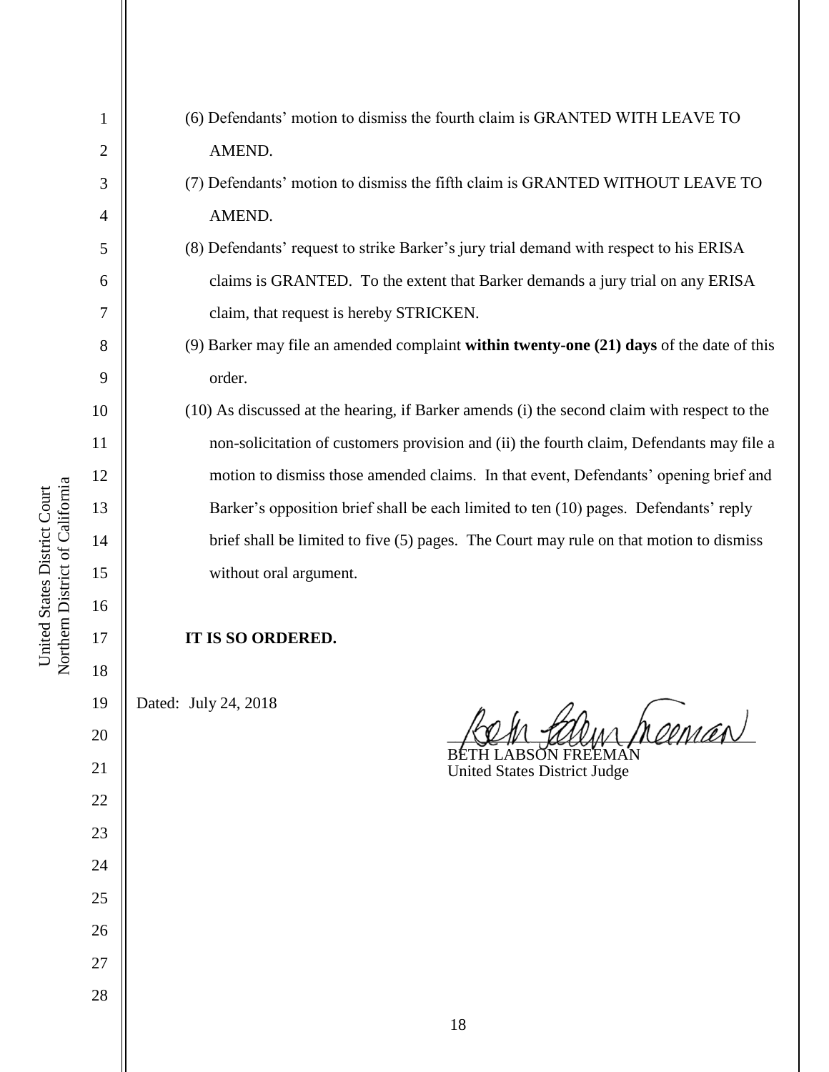(6) Defendants' motion to dismiss the fourth claim is GRANTED WITH LEAVE TO AMEND.

(7) Defendants' motion to dismiss the fifth claim is GRANTED WITHOUT LEAVE TO AMEND.

(8) Defendants' request to strike Barker's jury trial demand with respect to his ERISA claims is GRANTED. To the extent that Barker demands a jury trial on any ERISA claim, that request is hereby STRICKEN.

(9) Barker may file an amended complaint **within twenty-one (21) days** of the date of this order.

(10) As discussed at the hearing, if Barker amends (i) the second claim with respect to the non-solicitation of customers provision and (ii) the fourth claim, Defendants may file a motion to dismiss those amended claims. In that event, Defendants' opening brief and Barker's opposition brief shall be each limited to ten (10) pages. Defendants' reply brief shall be limited to five (5) pages. The Court may rule on that motion to dismiss without oral argument.

**IT IS SO ORDERED.**

Dated: July 24, 2018

BETH LABSON FREEMAN
United States District Judge